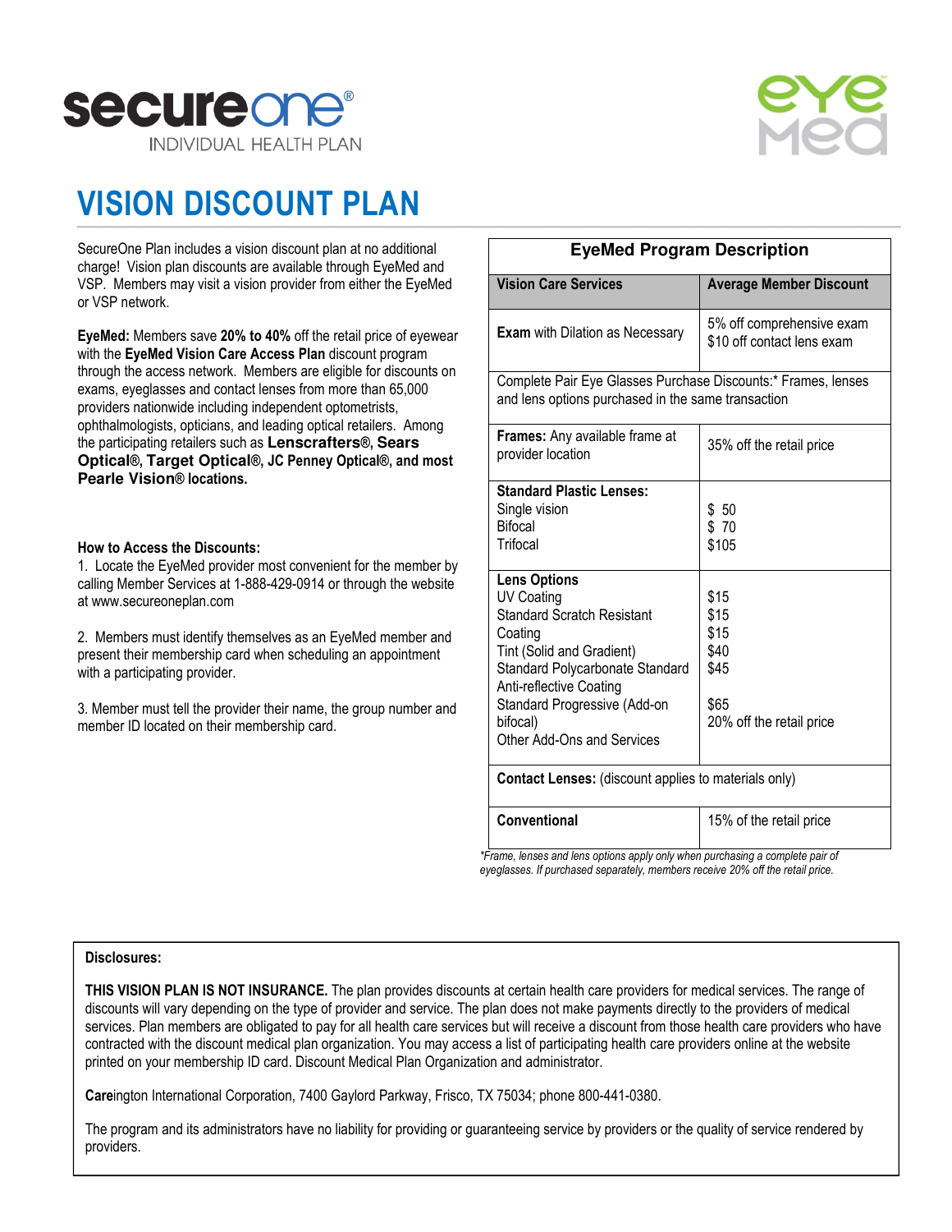secureone®
INDIVIDUAL HEALTH PLAN

eye med

# VISION DISCOUNT PLAN

SecureOne Plan includes a vision discount plan at no additional charge! Vision plan discounts are available through EyeMed and VSP. Members may visit a vision provider from either the EyeMed or VSP network.

**EyeMed:** Members save **20% to 40%** off the retail price of eyewear with the **EyeMed Vision Care Access Plan** discount program through the access network. Members are eligible for discounts on exams, eyeglasses and contact lenses from more than 65,000 providers nationwide including independent optometrists, ophthalmologists, opticians, and leading optical retailers. Among the participating retailers such as **Lenscrafters®, Sears Optical®, Target Optical®, JC Penney Optical®, and most Pearle Vision® locations.**

**How to Access the Discounts:**

1. Locate the EyeMed provider most convenient for the member by calling Member Services at 1-888-429-0914 or through the website at www.secureoneplan.com

2. Members must identify themselves as an EyeMed member and present their membership card when scheduling an appointment with a participating provider.

3. Member must tell the provider their name, the group number and member ID located on their membership card.

**EyeMed Program Description**

| Vision Care Services | Average Member Discount |
|---|---|
| **Exam** with Dilation as Necessary | 5% off comprehensive exam<br>$10 off contact lens exam |
| Complete Pair Eye Glasses Purchase Discounts:* Frames, lenses and lens options purchased in the same transaction | |
| **Frames:** Any available frame at provider location | 35% off the retail price |
| **Standard Plastic Lenses:**<br>Single vision<br>Bifocal<br>Trifocal | <br>$ 50<br>$ 70<br>$105 |
| **Lens Options**<br>UV Coating<br>Standard Scratch Resistant Coating<br>Tint (Solid and Gradient)<br>Standard Polycarbonate Standard Anti-reflective Coating<br>Standard Progressive (Add-on bifocal)<br>Other Add-Ons and Services | <br>$15<br>$15<br>$15<br>$40<br>$45<br>$65<br>20% off the retail price |
| **Contact Lenses:** (discount applies to materials only) | |
| **Conventional** | 15% of the retail price |

*\*Frame, lenses and lens options apply only when purchasing a complete pair of eyeglasses. If purchased separately, members receive 20% off the retail price.*

**Disclosures:**

**THIS VISION PLAN IS NOT INSURANCE.** The plan provides discounts at certain health care providers for medical services. The range of discounts will vary depending on the type of provider and service. The plan does not make payments directly to the providers of medical services. Plan members are obligated to pay for all health care services but will receive a discount from those health care providers who have contracted with the discount medical plan organization. You may access a list of participating health care providers online at the website printed on your membership ID card. Discount Medical Plan Organization and administrator.

**Care**ington International Corporation, 7400 Gaylord Parkway, Frisco, TX 75034; phone 800-441-0380.

The program and its administrators have no liability for providing or guaranteeing service by providers or the quality of service rendered by providers.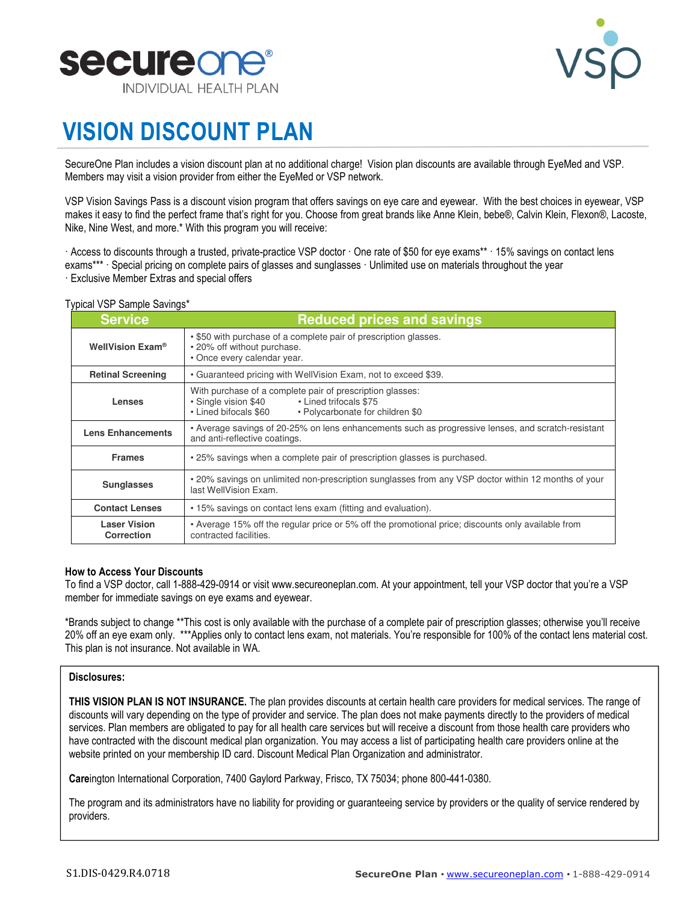**secureone®**
INDIVIDUAL HEALTH PLAN

vsp

# VISION DISCOUNT PLAN

SecureOne Plan includes a vision discount plan at no additional charge! Vision plan discounts are available through EyeMed and VSP. Members may visit a vision provider from either the EyeMed or VSP network.

VSP Vision Savings Pass is a discount vision program that offers savings on eye care and eyewear. With the best choices in eyewear, VSP makes it easy to find the perfect frame that's right for you. Choose from great brands like Anne Klein, bebe®, Calvin Klein, Flexon®, Lacoste, Nike, Nine West, and more.* With this program you will receive:

· Access to discounts through a trusted, private-practice VSP doctor · One rate of $50 for eye exams** · 15% savings on contact lens exams*** · Special pricing on complete pairs of glasses and sunglasses · Unlimited use on materials throughout the year
· Exclusive Member Extras and special offers

Typical VSP Sample Savings*

| Service | Reduced prices and savings |
|---|---|
| **WellVision Exam®** | • $50 with purchase of a complete pair of prescription glasses.<br>• 20% off without purchase.<br>• Once every calendar year. |
| **Retinal Screening** | • Guaranteed pricing with WellVision Exam, not to exceed $39. |
| **Lenses** | With purchase of a complete pair of prescription glasses:<br>• Single vision $40 • Lined trifocals $75<br>• Lined bifocals $60 • Polycarbonate for children $0 |
| **Lens Enhancements** | • Average savings of 20-25% on lens enhancements such as progressive lenses, and scratch-resistant and anti-reflective coatings. |
| **Frames** | • 25% savings when a complete pair of prescription glasses is purchased. |
| **Sunglasses** | • 20% savings on unlimited non-prescription sunglasses from any VSP doctor within 12 months of your last WellVision Exam. |
| **Contact Lenses** | • 15% savings on contact lens exam (fitting and evaluation). |
| **Laser Vision Correction** | • Average 15% off the regular price or 5% off the promotional price; discounts only available from contracted facilities. |

**How to Access Your Discounts**
To find a VSP doctor, call 1-888-429-0914 or visit www.secureoneplan.com. At your appointment, tell your VSP doctor that you're a VSP member for immediate savings on eye exams and eyewear.

*Brands subject to change **This cost is only available with the purchase of a complete pair of prescription glasses; otherwise you'll receive 20% off an eye exam only. ***Applies only to contact lens exam, not materials. You're responsible for 100% of the contact lens material cost. This plan is not insurance. Not available in WA.

**Disclosures:**

**THIS VISION PLAN IS NOT INSURANCE.** The plan provides discounts at certain health care providers for medical services. The range of discounts will vary depending on the type of provider and service. The plan does not make payments directly to the providers of medical services. Plan members are obligated to pay for all health care services but will receive a discount from those health care providers who have contracted with the discount medical plan organization. You may access a list of participating health care providers online at the website printed on your membership ID card. Discount Medical Plan Organization and administrator.

**Care**ington International Corporation, 7400 Gaylord Parkway, Frisco, TX 75034; phone 800-441-0380.

The program and its administrators have no liability for providing or guaranteeing service by providers or the quality of service rendered by providers.

S1.DIS-0429.R4.0718

**SecureOne Plan** • www.secureoneplan.com • 1-888-429-0914